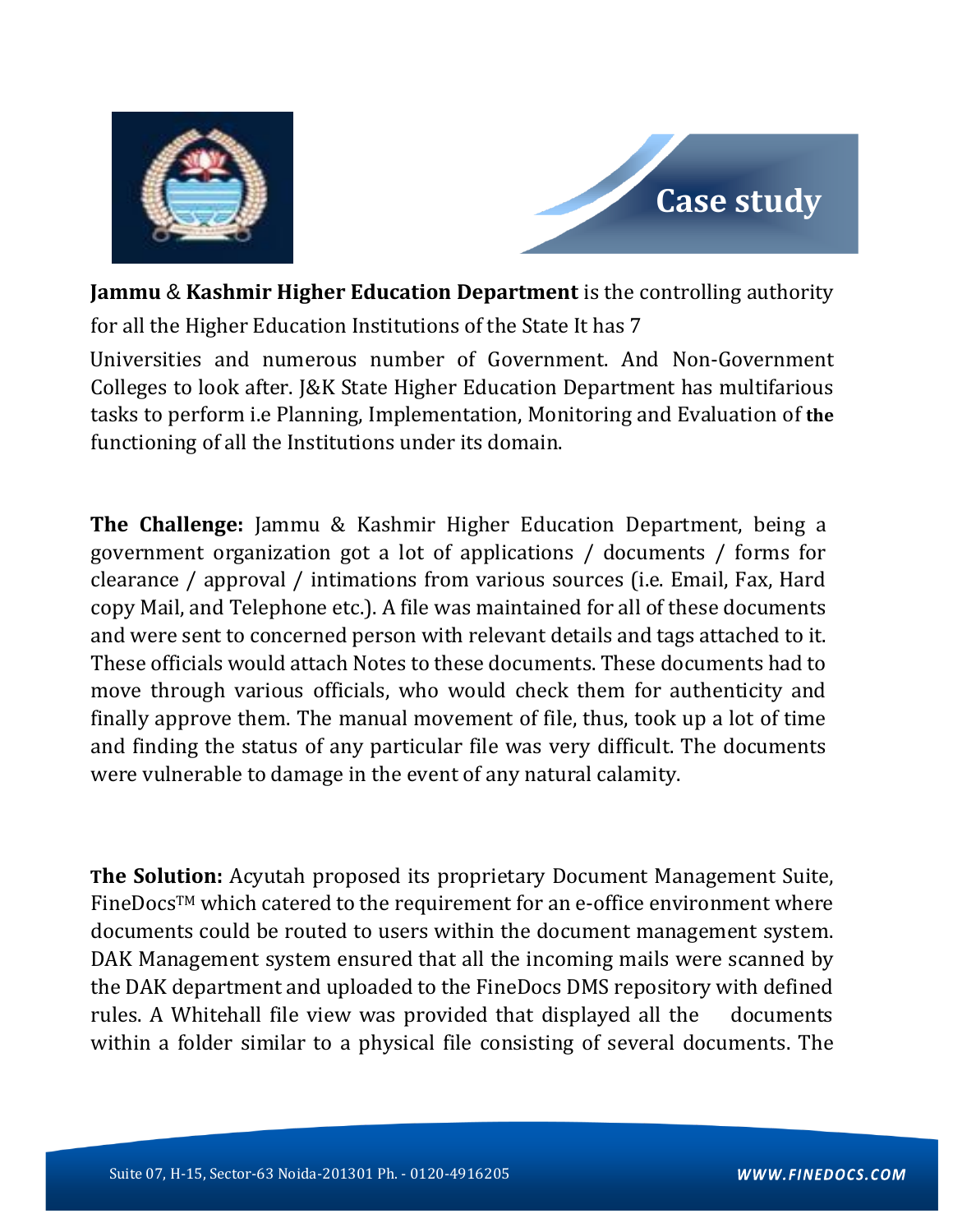# Case study

**Jammu** & **Kashmir Higher Education Department** is the controlling authority for all the Higher Education Institutions of the State It has 7 Universities and numerous number of Government. And Non-Government Colleges to look after. J&K State Higher Education Department has multifarious tasks to perform i.e Planning, Implementation, Monitoring and Evaluation of **the** functioning of all the Institutions under its domain.

**The Challenge:** Jammu & Kashmir Higher Education Department, being a government organization got a lot of applications / documents / forms for clearance / approval / intimations from various sources (i.e. Email, Fax, Hard copy Mail, and Telephone etc.). A file was maintained for all of these documents and were sent to concerned person with relevant details and tags attached to it. These officials would attach Notes to these documents. These documents had to move through various officials, who would check them for authenticity and finally approve them. The manual movement of file, thus, took up a lot of time and finding the status of any particular file was very difficult. The documents were vulnerable to damage in the event of any natural calamity.

**The Solution:** Acyutah proposed its proprietary Document Management Suite, FineDocs™ which catered to the requirement for an e-office environment where documents could be routed to users within the document management system. DAK Management system ensured that all the incoming mails were scanned by the DAK department and uploaded to the FineDocs DMS repository with defined rules. A Whitehall file view was provided that displayed all the documents within a folder similar to a physical file consisting of several documents. The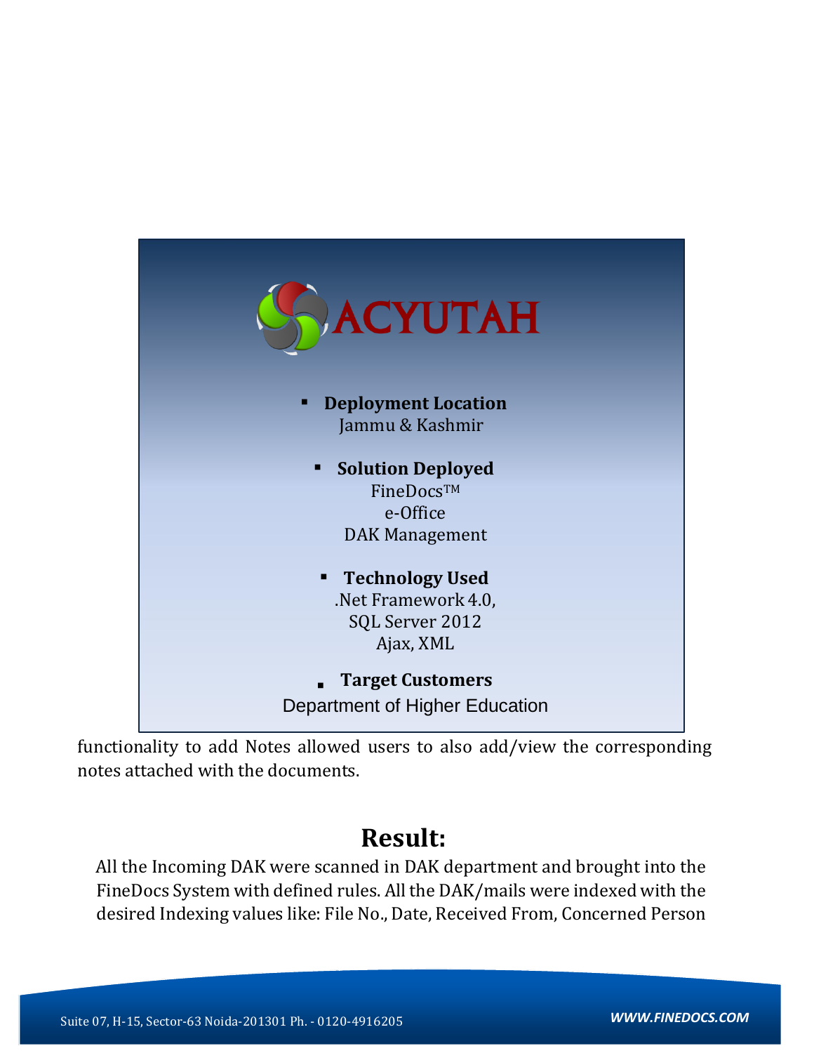**ACYUTAH**

- **Deployment Location**
  Jammu & Kashmir

- **Solution Deployed**
  FineDocs™
  e-Office
  DAK Management

- **Technology Used**
  .Net Framework 4.0,
  SQL Server 2012
  Ajax, XML

- **Target Customers**
  Department of Higher Education

functionality to add Notes allowed users to also add/view the corresponding notes attached with the documents.

## Result:

All the Incoming DAK were scanned in DAK department and brought into the FineDocs System with defined rules. All the DAK/mails were indexed with the desired Indexing values like: File No., Date, Received From, Concerned Person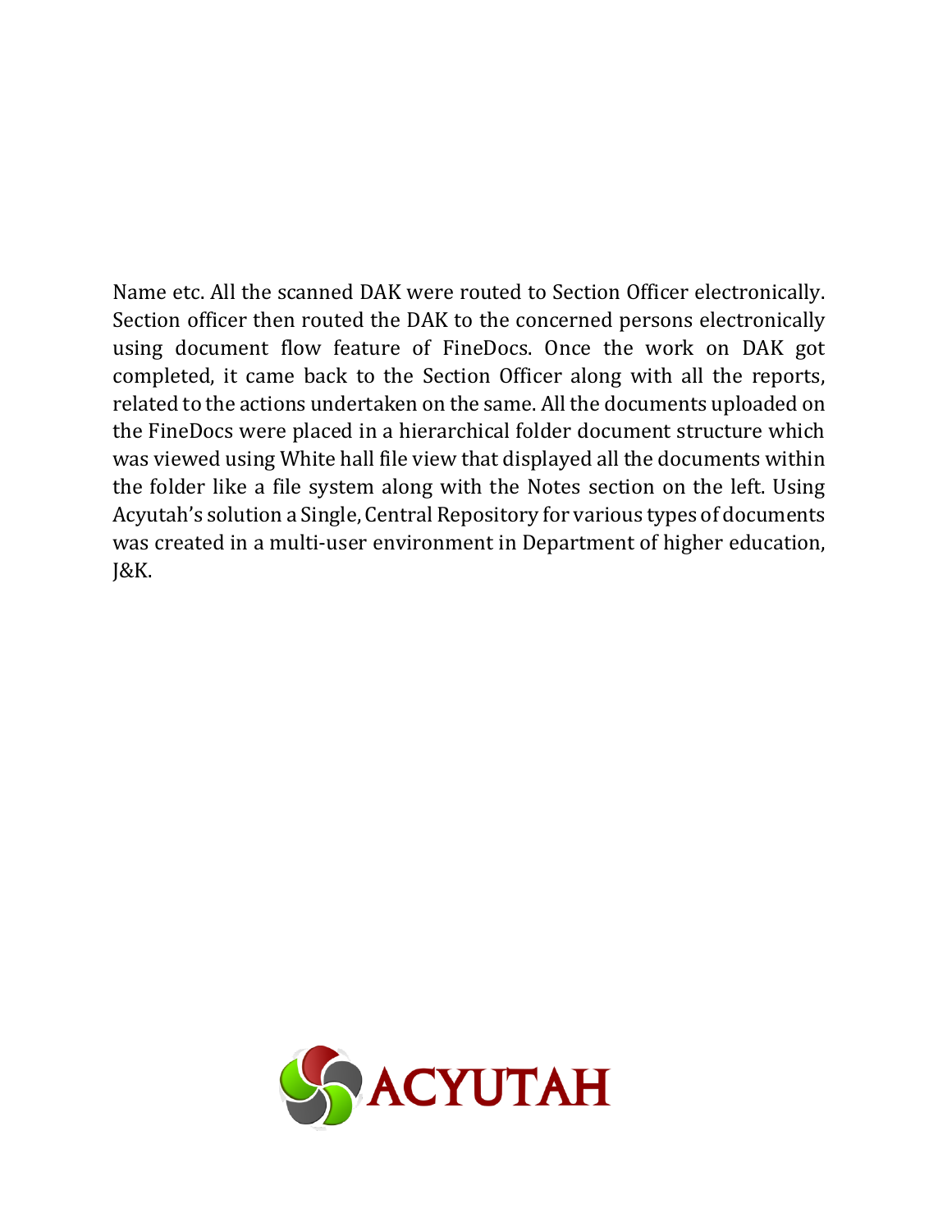Name etc. All the scanned DAK were routed to Section Officer electronically. Section officer then routed the DAK to the concerned persons electronically using document flow feature of FineDocs. Once the work on DAK got completed, it came back to the Section Officer along with all the reports, related to the actions undertaken on the same. All the documents uploaded on the FineDocs were placed in a hierarchical folder document structure which was viewed using White hall file view that displayed all the documents within the folder like a file system along with the Notes section on the left. Using Acyutah's solution a Single, Central Repository for various types of documents was created in a multi-user environment in Department of higher education, J&K.

ACYUTAH